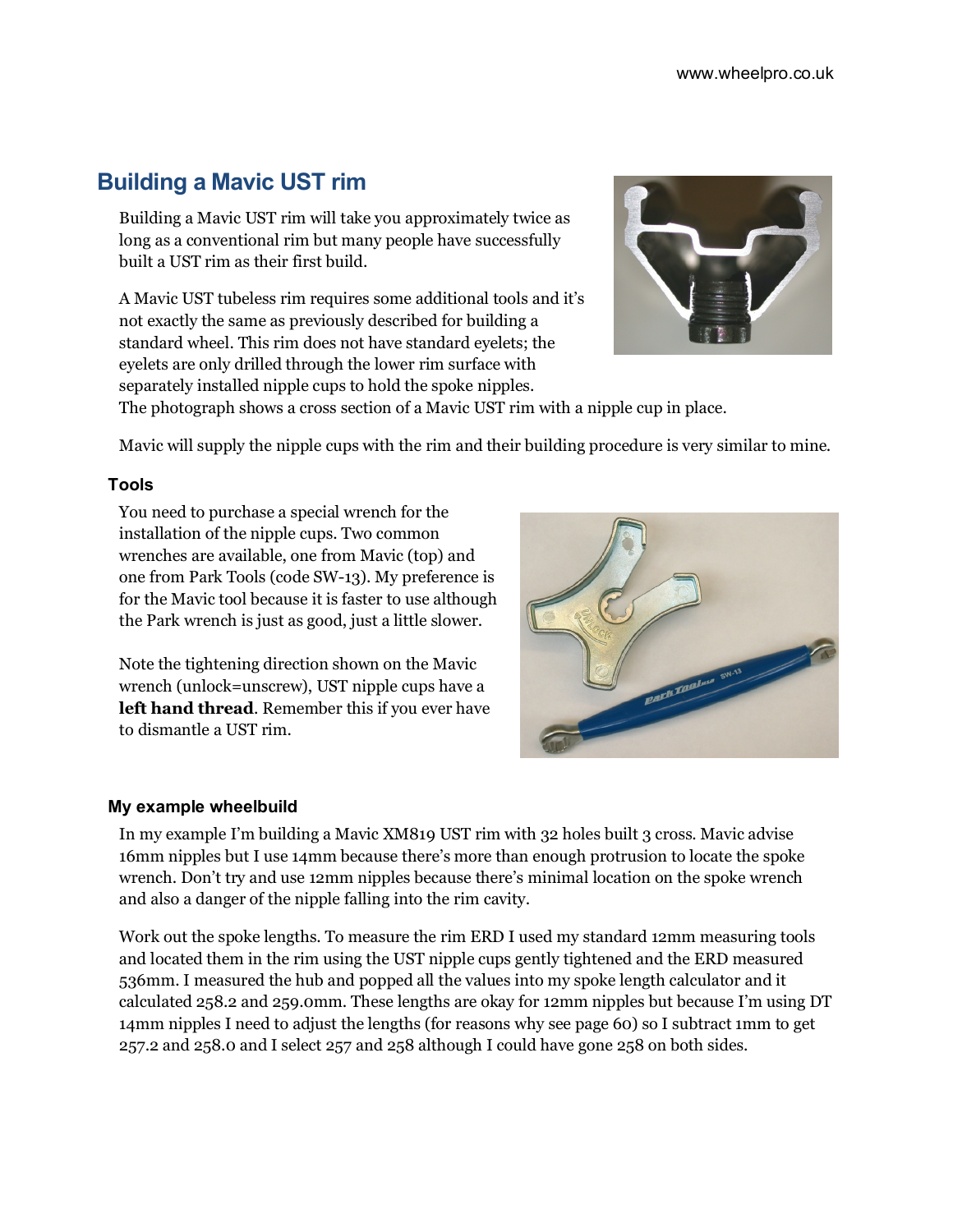# Building a Mavic UST rim

Building a Mavic UST rim will take you approximately twice as long as a conventional rim but many people have successfully built a UST rim as their first build.

A Mavic UST tubeless rim requires some additional tools and it's not exactly the same as previously described for building a standard wheel. This rim does not have standard eyelets; the eyelets are only drilled through the lower rim surface with separately installed nipple cups to hold the spoke nipples. The photograph shows a cross section of a Mavic UST rim with a nipple cup in place.

Mavic will supply the nipple cups with the rim and their building procedure is very similar to mine.

## Tools

You need to purchase a special wrench for the installation of the nipple cups. Two common wrenches are available, one from Mavic (top) and one from Park Tools (code SW-13). My preference is for the Mavic tool because it is faster to use although the Park wrench is just as good, just a little slower.

Note the tightening direction shown on the Mavic wrench (unlock=unscrew), UST nipple cups have a **left hand thread**. Remember this if you ever have to dismantle a UST rim.

## My example wheelbuild

In my example I'm building a Mavic XM819 UST rim with 32 holes built 3 cross. Mavic advise 16mm nipples but I use 14mm because there's more than enough protrusion to locate the spoke wrench. Don't try and use 12mm nipples because there's minimal location on the spoke wrench and also a danger of the nipple falling into the rim cavity.

Work out the spoke lengths. To measure the rim ERD I used my standard 12mm measuring tools and located them in the rim using the UST nipple cups gently tightened and the ERD measured 536mm. I measured the hub and popped all the values into my spoke length calculator and it calculated 258.2 and 259.0mm. These lengths are okay for 12mm nipples but because I'm using DT 14mm nipples I need to adjust the lengths (for reasons why see page 60) so I subtract 1mm to get 257.2 and 258.0 and I select 257 and 258 although I could have gone 258 on both sides.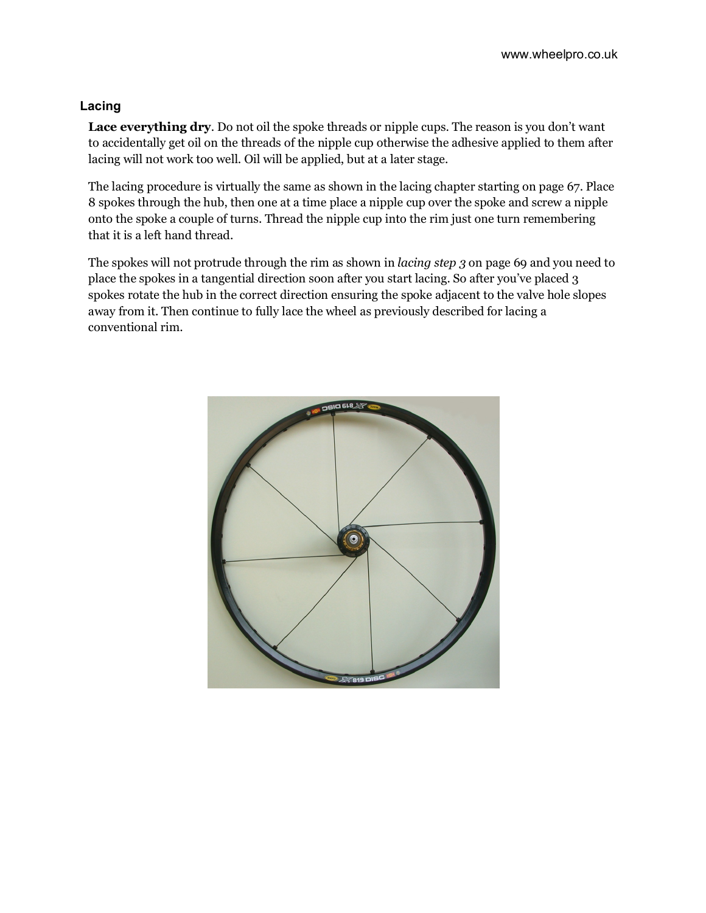### Lacing

**Lace everything dry**. Do not oil the spoke threads or nipple cups. The reason is you don't want to accidentally get oil on the threads of the nipple cup otherwise the adhesive applied to them after lacing will not work too well. Oil will be applied, but at a later stage.

The lacing procedure is virtually the same as shown in the lacing chapter starting on page 67. Place 8 spokes through the hub, then one at a time place a nipple cup over the spoke and screw a nipple onto the spoke a couple of turns. Thread the nipple cup into the rim just one turn remembering that it is a left hand thread.

The spokes will not protrude through the rim as shown in *lacing step 3* on page 69 and you need to place the spokes in a tangential direction soon after you start lacing. So after you've placed 3 spokes rotate the hub in the correct direction ensuring the spoke adjacent to the valve hole slopes away from it. Then continue to fully lace the wheel as previously described for lacing a conventional rim.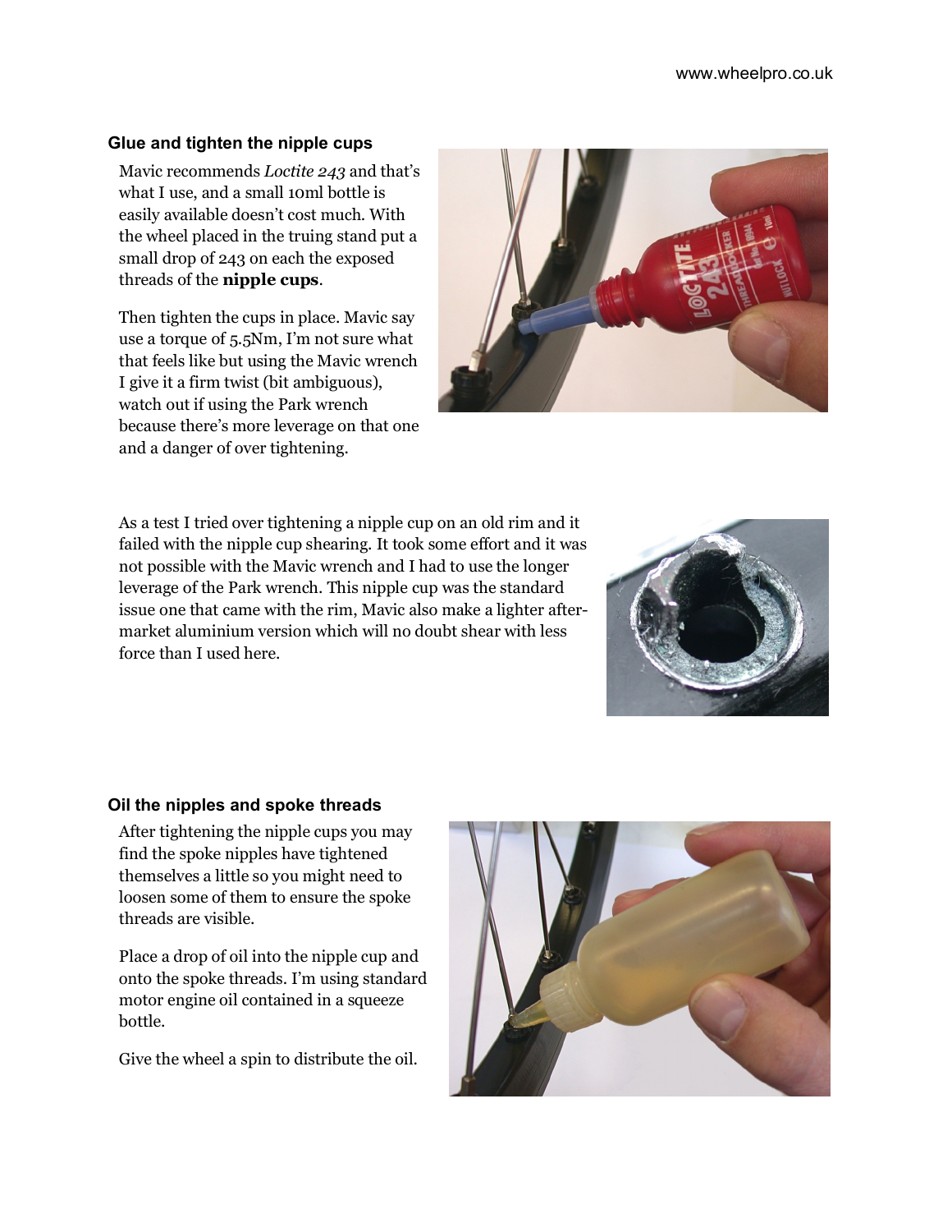### Glue and tighten the nipple cups

Mavic recommends *Loctite 243* and that's what I use, and a small 10ml bottle is easily available doesn't cost much. With the wheel placed in the truing stand put a small drop of 243 on each the exposed threads of the **nipple cups**.

Then tighten the cups in place. Mavic say use a torque of 5.5Nm, I'm not sure what that feels like but using the Mavic wrench I give it a firm twist (bit ambiguous), watch out if using the Park wrench because there's more leverage on that one and a danger of over tightening.

As a test I tried over tightening a nipple cup on an old rim and it failed with the nipple cup shearing. It took some effort and it was not possible with the Mavic wrench and I had to use the longer leverage of the Park wrench. This nipple cup was the standard issue one that came with the rim, Mavic also make a lighter after-market aluminium version which will no doubt shear with less force than I used here.

### Oil the nipples and spoke threads

After tightening the nipple cups you may find the spoke nipples have tightened themselves a little so you might need to loosen some of them to ensure the spoke threads are visible.

Place a drop of oil into the nipple cup and onto the spoke threads. I'm using standard motor engine oil contained in a squeeze bottle.

Give the wheel a spin to distribute the oil.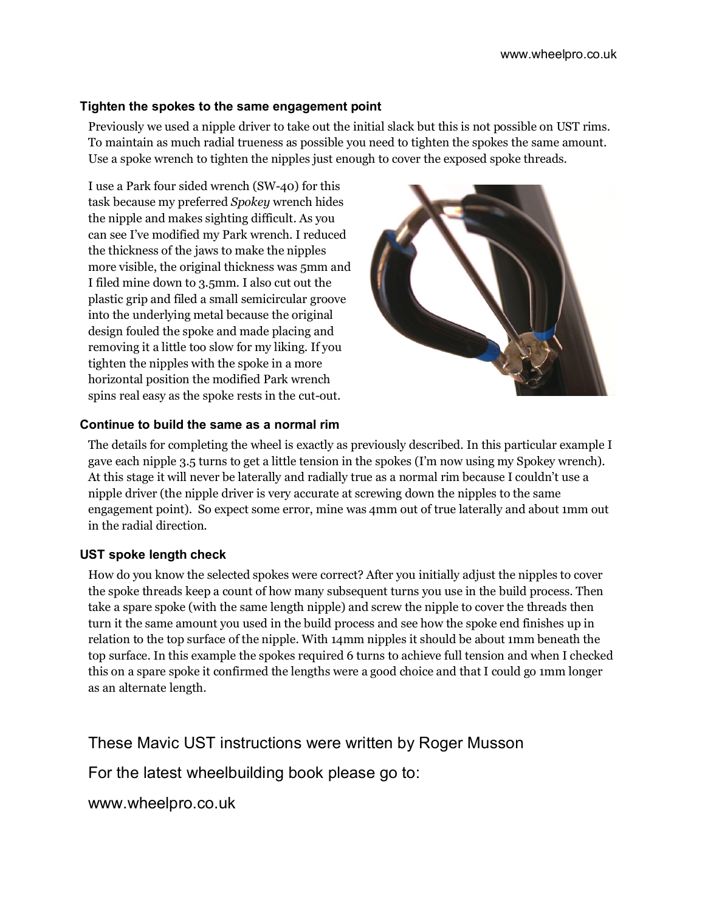### Tighten the spokes to the same engagement point

Previously we used a nipple driver to take out the initial slack but this is not possible on UST rims. To maintain as much radial trueness as possible you need to tighten the spokes the same amount. Use a spoke wrench to tighten the nipples just enough to cover the exposed spoke threads.

I use a Park four sided wrench (SW-40) for this task because my preferred *Spokey* wrench hides the nipple and makes sighting difficult. As you can see I've modified my Park wrench. I reduced the thickness of the jaws to make the nipples more visible, the original thickness was 5mm and I filed mine down to 3.5mm. I also cut out the plastic grip and filed a small semicircular groove into the underlying metal because the original design fouled the spoke and made placing and removing it a little too slow for my liking. If you tighten the nipples with the spoke in a more horizontal position the modified Park wrench spins real easy as the spoke rests in the cut-out.

### Continue to build the same as a normal rim

The details for completing the wheel is exactly as previously described. In this particular example I gave each nipple 3.5 turns to get a little tension in the spokes (I'm now using my Spokey wrench). At this stage it will never be laterally and radially true as a normal rim because I couldn't use a nipple driver (the nipple driver is very accurate at screwing down the nipples to the same engagement point). So expect some error, mine was 4mm out of true laterally and about 1mm out in the radial direction.

### UST spoke length check

How do you know the selected spokes were correct? After you initially adjust the nipples to cover the spoke threads keep a count of how many subsequent turns you use in the build process. Then take a spare spoke (with the same length nipple) and screw the nipple to cover the threads then turn it the same amount you used in the build process and see how the spoke end finishes up in relation to the top surface of the nipple. With 14mm nipples it should be about 1mm beneath the top surface. In this example the spokes required 6 turns to achieve full tension and when I checked this on a spare spoke it confirmed the lengths were a good choice and that I could go 1mm longer as an alternate length.

These Mavic UST instructions were written by Roger Musson

For the latest wheelbuilding book please go to:

www.wheelpro.co.uk